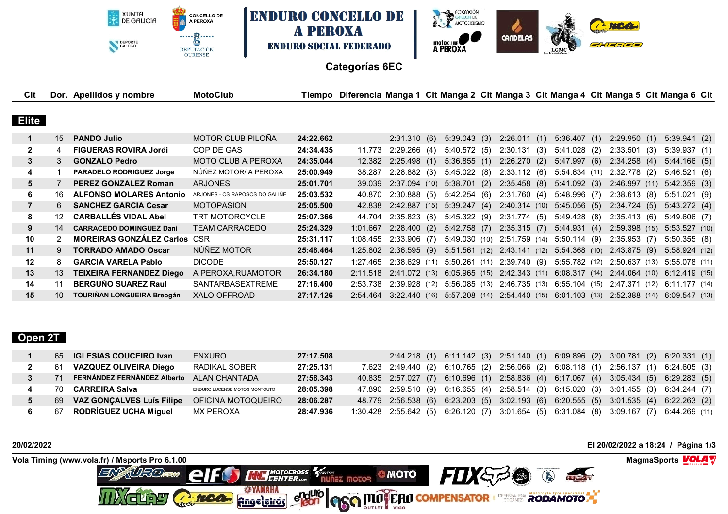# ENDURO CONCELLO DE A PEROXA

## ENDURO SOCIAL FEDERADO

### Categorías 6EC

## Elite

| Clt | Dor. | Apellidos y nombre | MotoClub | Tiempo | Diferencia | Manga 1 | Clt | Manga 2 | Clt | Manga 3 | Clt | Manga 4 | Clt | Manga 5 | Clt | Manga 6 | Clt |
|---|---|---|---|---|---|---|---|---|---|---|---|---|---|---|---|---|---|
| 1 | 15 | **PANDO Julio** | MOTOR CLUB PILOÑA | **24:22.662** | | 2:31.310 | (6) | 5:39.043 | (3) | 2:26.011 | (1) | 5:36.407 | (1) | 2:29.950 | (1) | 5:39.941 | (2) |
| 2 | 4 | **FIGUERAS ROVIRA Jordi** | COP DE GAS | **24:34.435** | 11.773 | 2:29.266 | (4) | 5:40.572 | (5) | 2:30.131 | (3) | 5:41.028 | (2) | 2:33.501 | (3) | 5:39.937 | (1) |
| 3 | 3 | **GONZALO Pedro** | MOTO CLUB A PEROXA | **24:35.044** | 12.382 | 2:25.498 | (1) | 5:36.855 | (1) | 2:26.270 | (2) | 5:47.997 | (6) | 2:34.258 | (4) | 5:44.166 | (5) |
| 4 | 1 | **PARADELO RODRIGUEZ Jorge** | NÚÑEZ MOTOR/ A PEROXA | **25:00.949** | 38.287 | 2:28.882 | (3) | 5:45.022 | (8) | 2:33.112 | (6) | 5:54.634 | (11) | 2:32.778 | (2) | 5:46.521 | (6) |
| 5 | 7 | **PEREZ GONZALEZ Roman** | ARJONES | **25:01.701** | 39.039 | 2:37.094 | (10) | 5:38.701 | (2) | 2:35.458 | (8) | 5:41.092 | (3) | 2:46.997 | (11) | 5:42.359 | (3) |
| 6 | 16 | **ALFONSO MOLARES Antonio** | ARJONES - OS RAPOSOS DO GALIÑE | **25:03.532** | 40.870 | 2:30.888 | (5) | 5:42.254 | (6) | 2:31.760 | (4) | 5:48.996 | (7) | 2:38.613 | (8) | 5:51.021 | (9) |
| 7 | 6 | **SANCHEZ GARCIA Cesar** | MOTOPASION | **25:05.500** | 42.838 | 2:42.887 | (15) | 5:39.247 | (4) | 2:40.314 | (10) | 5:45.056 | (5) | 2:34.724 | (5) | 5:43.272 | (4) |
| 8 | 12 | **CARBALLÉS VIDAL Abel** | TRT MOTORCYCLE | **25:07.366** | 44.704 | 2:35.823 | (8) | 5:45.322 | (9) | 2:31.774 | (5) | 5:49.428 | (8) | 2:35.413 | (6) | 5:49.606 | (7) |
| 9 | 14 | **CARRACEDO DOMINGUEZ Dani** | TEAM CARRACEDO | **25:24.329** | 1:01.667 | 2:28.400 | (2) | 5:42.758 | (7) | 2:35.315 | (7) | 5:44.931 | (4) | 2:59.398 | (15) | 5:53.527 | (10) |
| 10 | 2 | **MOREIRAS GONZÁLEZ Carlos** | CSR | **25:31.117** | 1:08.455 | 2:33.906 | (7) | 5:49.030 | (10) | 2:51.759 | (14) | 5:50.114 | (9) | 2:35.953 | (7) | 5:50.355 | (8) |
| 11 | 9 | **TORRADO AMADO Oscar** | NÚÑEZ MOTOR | **25:48.464** | 1:25.802 | 2:36.595 | (9) | 5:51.561 | (12) | 2:43.141 | (12) | 5:54.368 | (10) | 2:43.875 | (9) | 5:58.924 | (12) |
| 12 | 8 | **GARCIA VARELA Pablo** | DICODE | **25:50.127** | 1:27.465 | 2:38.629 | (11) | 5:50.261 | (11) | 2:39.740 | (9) | 5:55.782 | (12) | 2:50.637 | (13) | 5:55.078 | (11) |
| 13 | 13 | **TEIXEIRA FERNANDEZ Diego** | A PEROXA,RUAMOTOR | **26:34.180** | 2:11.518 | 2:41.072 | (13) | 6:05.965 | (15) | 2:42.343 | (11) | 6:08.317 | (14) | 2:44.064 | (10) | 6:12.419 | (15) |
| 14 | 11 | **BERGUÑO SUAREZ Raul** | SANTARBASEXTREME | **27:16.400** | 2:53.738 | 2:39.928 | (12) | 5:56.085 | (13) | 2:46.735 | (13) | 6:55.104 | (15) | 2:47.371 | (12) | 6:11.177 | (14) |
| 15 | 10 | **TOURIÑAN LONGUEIRA Breogán** | XALO OFFROAD | **27:17.126** | 2:54.464 | 3:22.440 | (16) | 5:57.208 | (14) | 2:54.440 | (15) | 6:01.103 | (13) | 2:52.388 | (14) | 6:09.547 | (13) |

## Open 2T

| Clt | Dor. | Apellidos y nombre | MotoClub | Tiempo | Diferencia | Manga 1 | Clt | Manga 2 | Clt | Manga 3 | Clt | Manga 4 | Clt | Manga 5 | Clt | Manga 6 | Clt |
|---|---|---|---|---|---|---|---|---|---|---|---|---|---|---|---|---|---|
| 1 | 65 | **IGLESIAS COUCEIRO Ivan** | ENXURO | **27:17.508** | | 2:44.218 | (1) | 6:11.142 | (3) | 2:51.140 | (1) | 6:09.896 | (2) | 3:00.781 | (2) | 6:20.331 | (1) |
| 2 | 61 | **VAZQUEZ OLIVEIRA Diego** | RADIKAL SOBER | **27:25.131** | 7.623 | 2:49.440 | (2) | 6:10.765 | (2) | 2:56.066 | (2) | 6:08.118 | (1) | 2:56.137 | (1) | 6:24.605 | (3) |
| 3 | 71 | **FERNÁNDEZ FERNÁNDEZ Alberto** | ALAN CHANTADA | **27:58.343** | 40.835 | 2:57.027 | (7) | 6:10.696 | (1) | 2:58.836 | (4) | 6:17.067 | (4) | 3:05.434 | (5) | 6:29.283 | (5) |
| 4 | 70 | **CARREIRA Salva** | ENDURO LUCENSE MOTOS MONTOUTO | **28:05.398** | 47.890 | 2:59.510 | (9) | 6:16.655 | (4) | 2:58.514 | (3) | 6:15.020 | (3) | 3:01.455 | (3) | 6:34.244 | (7) |
| 5 | 69 | **VAZ GONÇALVES Luís Filipe** | OFICINA MOTOQUEIRO | **28:06.287** | 48.779 | 2:56.538 | (6) | 6:23.203 | (5) | 3:02.193 | (6) | 6:20.555 | (5) | 3:01.535 | (4) | 6:22.263 | (2) |
| 6 | 67 | **RODRÍGUEZ UCHA Miguel** | MX PEROXA | **28:47.936** | 1:30.428 | 2:55.642 | (5) | 6:26.120 | (7) | 3:01.654 | (5) | 6:31.084 | (8) | 3:09.167 | (7) | 6:44.269 | (11) |

20/02/2022

El 20/02/2022 a 18:24

Vola Timing (www.vola.fr) / Msports Pro 6.1.00

MagmaSports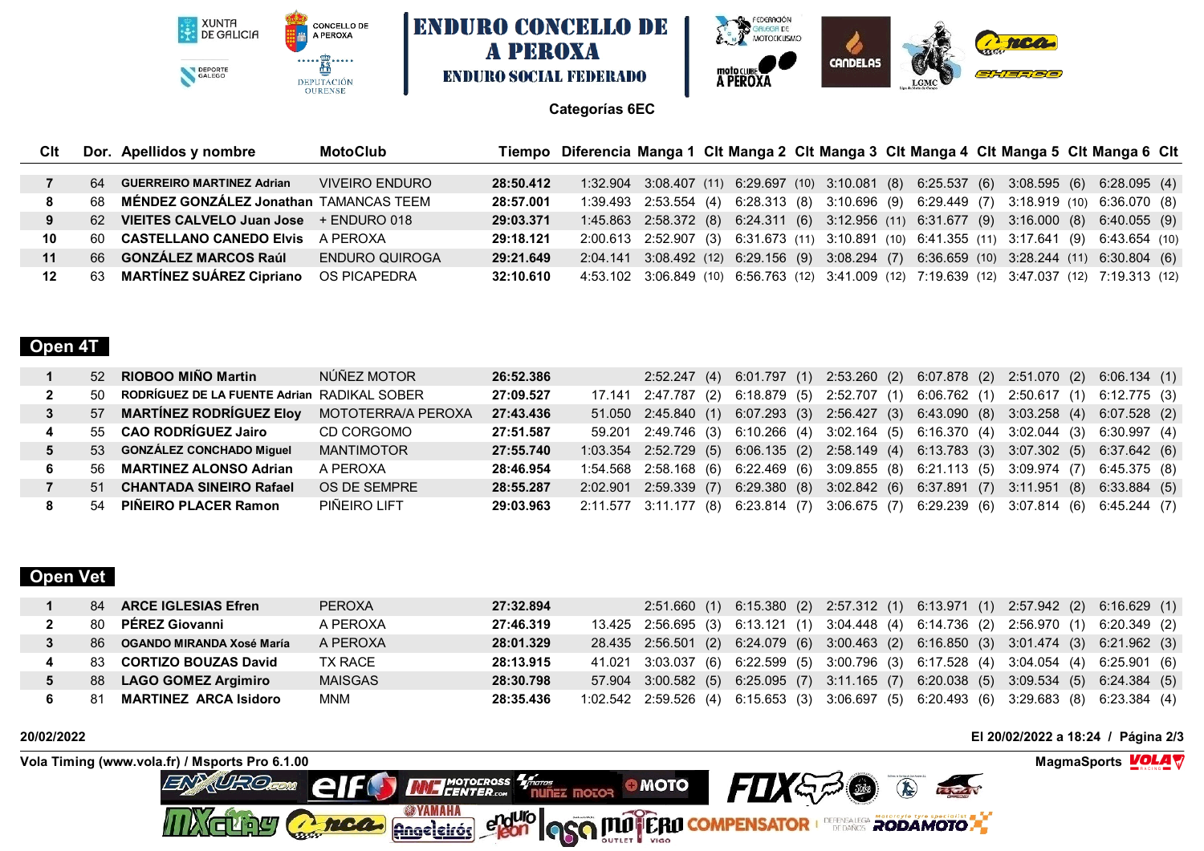# ENDURO CONCELLO DE A PEROXA

## ENDURO SOCIAL FEDERADO

**Categorías 6EC**

| Clt | Dor. | Apellidos y nombre | MotoClub | Tiempo | Diferencia | Manga 1 | Clt | Manga 2 | Clt | Manga 3 | Clt | Manga 4 | Clt | Manga 5 | Clt | Manga 6 | Clt |
|---|---|---|---|---|---|---|---|---|---|---|---|---|---|---|---|---|---|
| 7 | 64 | **GUERREIRO MARTINEZ Adrian** | VIVEIRO ENDURO | **28:50.412** | 1:32.904 | 3:08.407 | (11) | 6:29.697 | (10) | 3:10.081 | (8) | 6:25.537 | (6) | 3:08.595 | (6) | 6:28.095 | (4) |
| 8 | 68 | **MÉNDEZ GONZÁLEZ Jonathan** | TAMANCAS TEEM | **28:57.001** | 1:39.493 | 2:53.554 | (4) | 6:28.313 | (8) | 3:10.696 | (9) | 6:29.449 | (7) | 3:18.919 | (10) | 6:36.070 | (8) |
| 9 | 62 | **VIEITES CALVELO Juan Jose** | + ENDURO 018 | **29:03.371** | 1:45.863 | 2:58.372 | (8) | 6:24.311 | (6) | 3:12.956 | (11) | 6:31.677 | (9) | 3:16.000 | (8) | 6:40.055 | (9) |
| 10 | 60 | **CASTELLANO CANEDO Elvis** | A PEROXA | **29:18.121** | 2:00.613 | 2:52.907 | (3) | 6:31.673 | (11) | 3:10.891 | (10) | 6:41.355 | (11) | 3:17.641 | (9) | 6:43.654 | (10) |
| 11 | 66 | **GONZÁLEZ MARCOS Raúl** | ENDURO QUIROGA | **29:21.649** | 2:04.141 | 3:08.492 | (12) | 6:29.156 | (9) | 3:08.294 | (7) | 6:36.659 | (10) | 3:28.244 | (11) | 6:30.804 | (6) |
| 12 | 63 | **MARTÍNEZ SUÁREZ Cipriano** | OS PICAPEDRA | **32:10.610** | 4:53.102 | 3:06.849 | (10) | 6:56.763 | (12) | 3:41.009 | (12) | 7:19.639 | (12) | 3:47.037 | (12) | 7:19.313 | (12) |

## Open 4T

| Clt | Dor. | Apellidos y nombre | MotoClub | Tiempo | Diferencia | Manga 1 | Clt | Manga 2 | Clt | Manga 3 | Clt | Manga 4 | Clt | Manga 5 | Clt | Manga 6 | Clt |
|---|---|---|---|---|---|---|---|---|---|---|---|---|---|---|---|---|---|
| 1 | 52 | **RIOBOO MIÑO Martin** | NÚÑEZ MOTOR | **26:52.386** | | 2:52.247 | (4) | 6:01.797 | (1) | 2:53.260 | (2) | 6:07.878 | (2) | 2:51.070 | (2) | 6:06.134 | (1) |
| 2 | 50 | **RODRÍGUEZ DE LA FUENTE Adrian** | RADIKAL SOBER | **27:09.527** | 17.141 | 2:47.787 | (2) | 6:18.879 | (5) | 2:52.707 | (1) | 6:06.762 | (1) | 2:50.617 | (1) | 6:12.775 | (3) |
| 3 | 57 | **MARTÍNEZ RODRÍGUEZ Eloy** | MOTOTERRA/A PEROXA | **27:43.436** | 51.050 | 2:45.840 | (1) | 6:07.293 | (3) | 2:56.427 | (3) | 6:43.090 | (8) | 3:03.258 | (4) | 6:07.528 | (2) |
| 4 | 55 | **CAO RODRÍGUEZ Jairo** | CD CORGOMO | **27:51.587** | 59.201 | 2:49.746 | (3) | 6:10.266 | (4) | 3:02.164 | (5) | 6:16.370 | (4) | 3:02.044 | (3) | 6:30.997 | (4) |
| 5 | 53 | **GONZÁLEZ CONCHADO Miguel** | MANTIMOTOR | **27:55.740** | 1:03.354 | 2:52.729 | (5) | 6:06.135 | (2) | 2:58.149 | (4) | 6:13.783 | (3) | 3:07.302 | (5) | 6:37.642 | (6) |
| 6 | 56 | **MARTINEZ ALONSO Adrian** | A PEROXA | **28:46.954** | 1:54.568 | 2:58.168 | (6) | 6:22.469 | (6) | 3:09.855 | (8) | 6:21.113 | (5) | 3:09.974 | (7) | 6:45.375 | (8) |
| 7 | 51 | **CHANTADA SINEIRO Rafael** | OS DE SEMPRE | **28:55.287** | 2:02.901 | 2:59.339 | (7) | 6:29.380 | (8) | 3:02.842 | (6) | 6:37.891 | (7) | 3:11.951 | (8) | 6:33.884 | (5) |
| 8 | 54 | **PIÑEIRO PLACER Ramon** | PIÑEIRO LIFT | **29:03.963** | 2:11.577 | 3:11.177 | (8) | 6:23.814 | (7) | 3:06.675 | (7) | 6:29.239 | (6) | 3:07.814 | (6) | 6:45.244 | (7) |

## Open Vet

| Clt | Dor. | Apellidos y nombre | MotoClub | Tiempo | Diferencia | Manga 1 | Clt | Manga 2 | Clt | Manga 3 | Clt | Manga 4 | Clt | Manga 5 | Clt | Manga 6 | Clt |
|---|---|---|---|---|---|---|---|---|---|---|---|---|---|---|---|---|---|
| 1 | 84 | **ARCE IGLESIAS Efren** | PEROXA | **27:32.894** | | 2:51.660 | (1) | 6:15.380 | (2) | 2:57.312 | (1) | 6:13.971 | (1) | 2:57.942 | (2) | 6:16.629 | (1) |
| 2 | 80 | **PÉREZ Giovanni** | A PEROXA | **27:46.319** | 13.425 | 2:56.695 | (3) | 6:13.121 | (1) | 3:04.448 | (4) | 6:14.736 | (2) | 2:56.970 | (1) | 6:20.349 | (2) |
| 3 | 86 | **OGANDO MIRANDA Xosé María** | A PEROXA | **28:01.329** | 28.435 | 2:56.501 | (2) | 6:24.079 | (6) | 3:00.463 | (2) | 6:16.850 | (3) | 3:01.474 | (3) | 6:21.962 | (3) |
| 4 | 83 | **CORTIZO BOUZAS David** | TX RACE | **28:13.915** | 41.021 | 3:03.037 | (6) | 6:22.599 | (5) | 3:00.796 | (3) | 6:17.528 | (4) | 3:04.054 | (4) | 6:25.901 | (6) |
| 5 | 88 | **LAGO GOMEZ Argimiro** | MAISGAS | **28:30.798** | 57.904 | 3:00.582 | (5) | 6:25.095 | (7) | 3:11.165 | (7) | 6:20.038 | (5) | 3:09.534 | (5) | 6:24.384 | (5) |
| 6 | 81 | **MARTINEZ ARCA Isidoro** | MNM | **28:35.436** | 1:02.542 | 2:59.526 | (4) | 6:15.653 | (3) | 3:06.697 | (5) | 6:20.493 | (6) | 3:29.683 | (8) | 6:23.384 | (4) |

20/02/2022

El 20/02/2022 a 18:24

Vola Timing (www.vola.fr) / Msports Pro 6.1.00

MagmaSports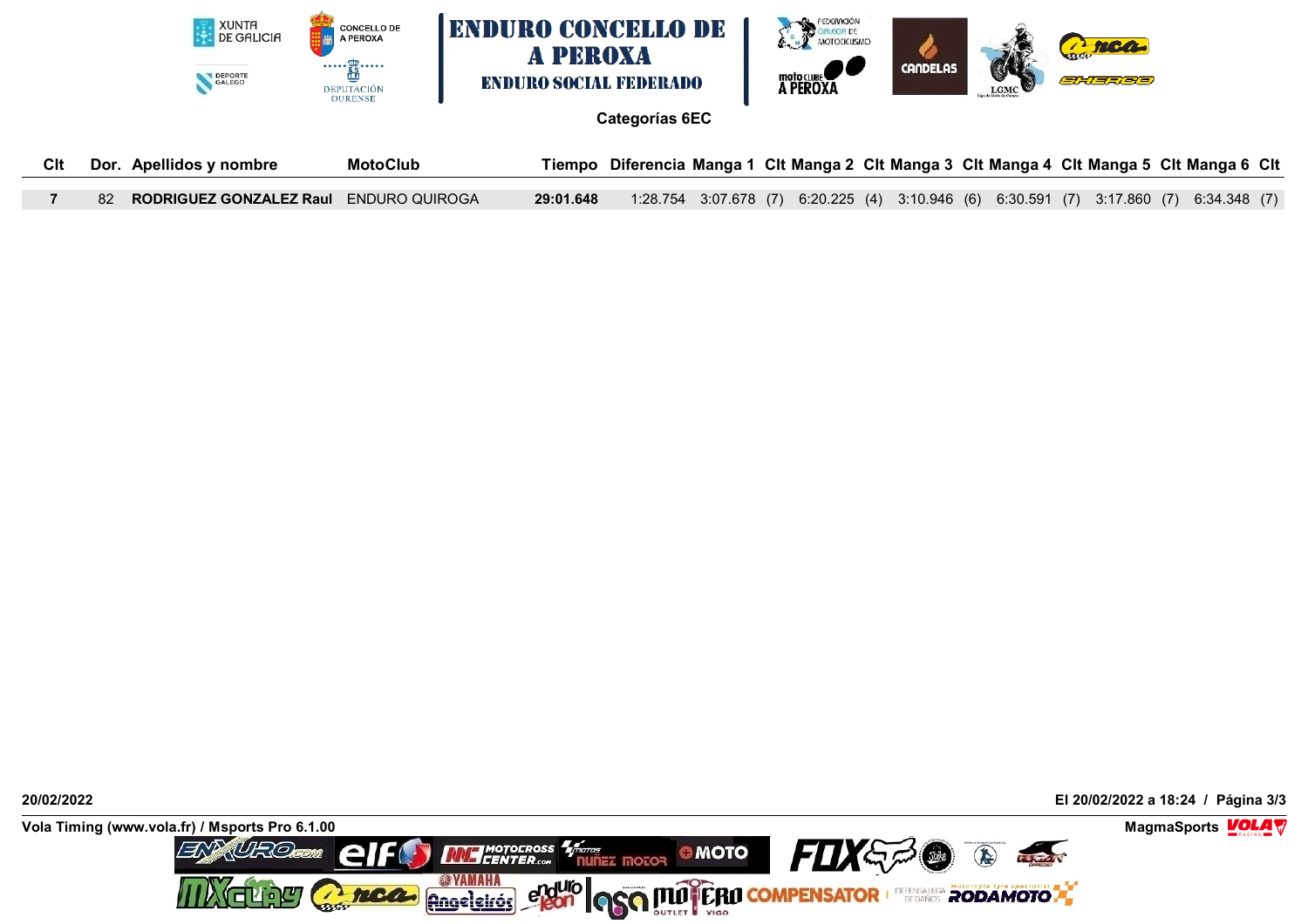# ENDURO CONCELLO DE A PEROXA

## ENDURO SOCIAL FEDERADO

**Categorías 6EC**

| Clt | Dor. | Apellidos y nombre | MotoClub | Tiempo | Diferencia | Manga 1 | Clt | Manga 2 | Clt | Manga 3 | Clt | Manga 4 | Clt | Manga 5 | Clt | Manga 6 | Clt |
|---|---|---|---|---|---|---|---|---|---|---|---|---|---|---|---|---|---|
| **7** | 82 | **RODRIGUEZ GONZALEZ Raul** | ENDURO QUIROGA | **29:01.648** | 1:28.754 | 3:07.678 | (7) | 6:20.225 | (4) | 3:10.946 | (6) | 6:30.591 | (7) | 3:17.860 | (7) | 6:34.348 | (7) |

20/02/2022

El 20/02/2022 a 18:24

Vola Timing (www.vola.fr) / Msports Pro 6.1.00

MagmaSports